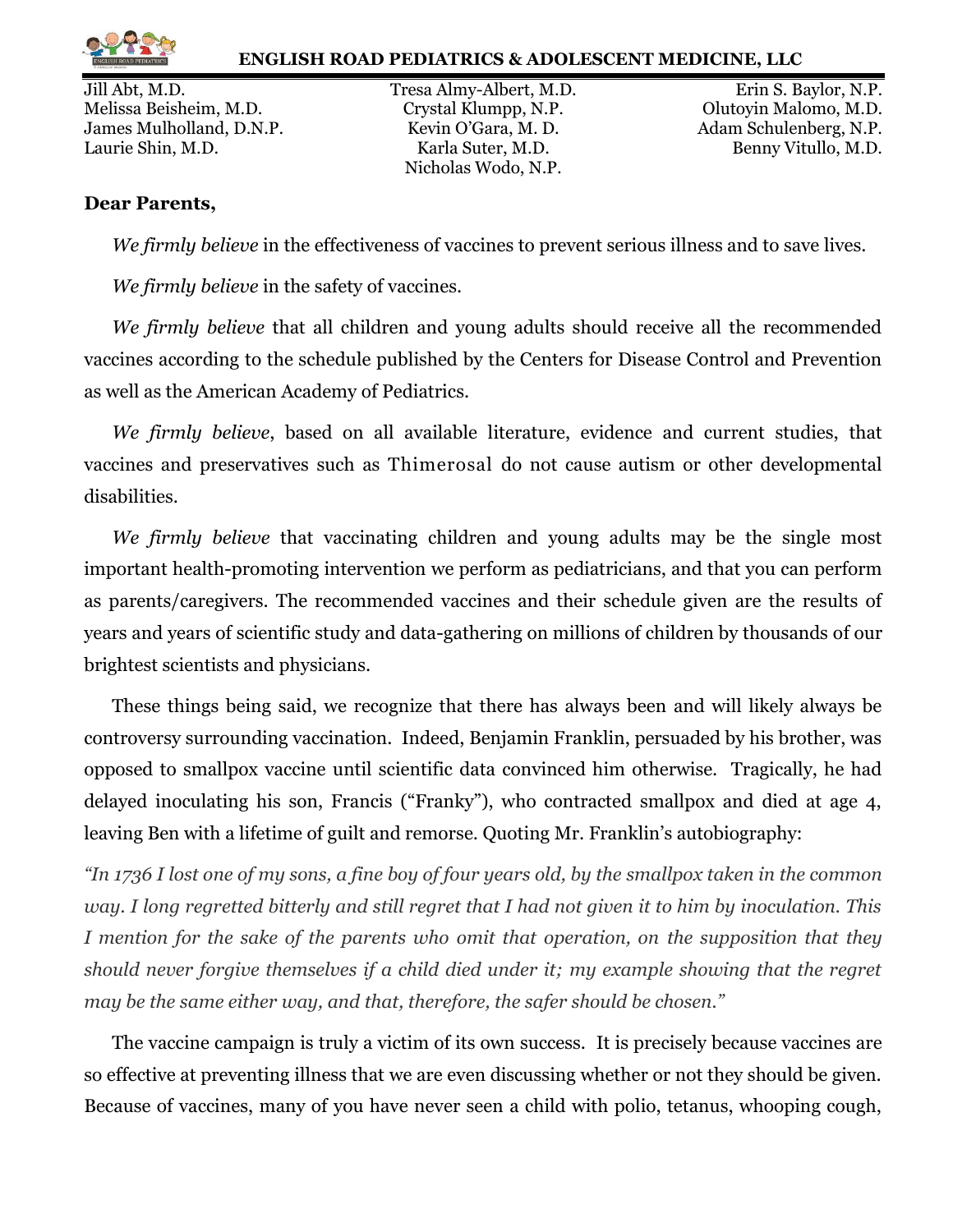**ENGLISH ROAD PEDIATRICS & ADOLESCENT MEDICINE, LLC**

Jill Abt, M.D.
Melissa Beisheim, M.D.
James Mulholland, D.N.P.
Laurie Shin, M.D.

Tresa Almy-Albert, M.D.
Crystal Klumpp, N.P.
Kevin O'Gara, M. D.
Karla Suter, M.D.
Nicholas Wodo, N.P.

Erin S. Baylor, N.P.
Olutoyin Malomo, M.D.
Adam Schulenberg, N.P.
Benny Vitullo, M.D.

**Dear Parents,**

*We firmly believe* in the effectiveness of vaccines to prevent serious illness and to save lives.

*We firmly believe* in the safety of vaccines.

*We firmly believe* that all children and young adults should receive all the recommended vaccines according to the schedule published by the Centers for Disease Control and Prevention as well as the American Academy of Pediatrics.

*We firmly believe*, based on all available literature, evidence and current studies, that vaccines and preservatives such as Thimerosal do not cause autism or other developmental disabilities.

*We firmly believe* that vaccinating children and young adults may be the single most important health-promoting intervention we perform as pediatricians, and that you can perform as parents/caregivers. The recommended vaccines and their schedule given are the results of years and years of scientific study and data-gathering on millions of children by thousands of our brightest scientists and physicians.

These things being said, we recognize that there has always been and will likely always be controversy surrounding vaccination. Indeed, Benjamin Franklin, persuaded by his brother, was opposed to smallpox vaccine until scientific data convinced him otherwise. Tragically, he had delayed inoculating his son, Francis ("Franky"), who contracted smallpox and died at age 4, leaving Ben with a lifetime of guilt and remorse. Quoting Mr. Franklin's autobiography:

*"In 1736 I lost one of my sons, a fine boy of four years old, by the smallpox taken in the common way. I long regretted bitterly and still regret that I had not given it to him by inoculation. This I mention for the sake of the parents who omit that operation, on the supposition that they should never forgive themselves if a child died under it; my example showing that the regret may be the same either way, and that, therefore, the safer should be chosen."*

The vaccine campaign is truly a victim of its own success. It is precisely because vaccines are so effective at preventing illness that we are even discussing whether or not they should be given. Because of vaccines, many of you have never seen a child with polio, tetanus, whooping cough,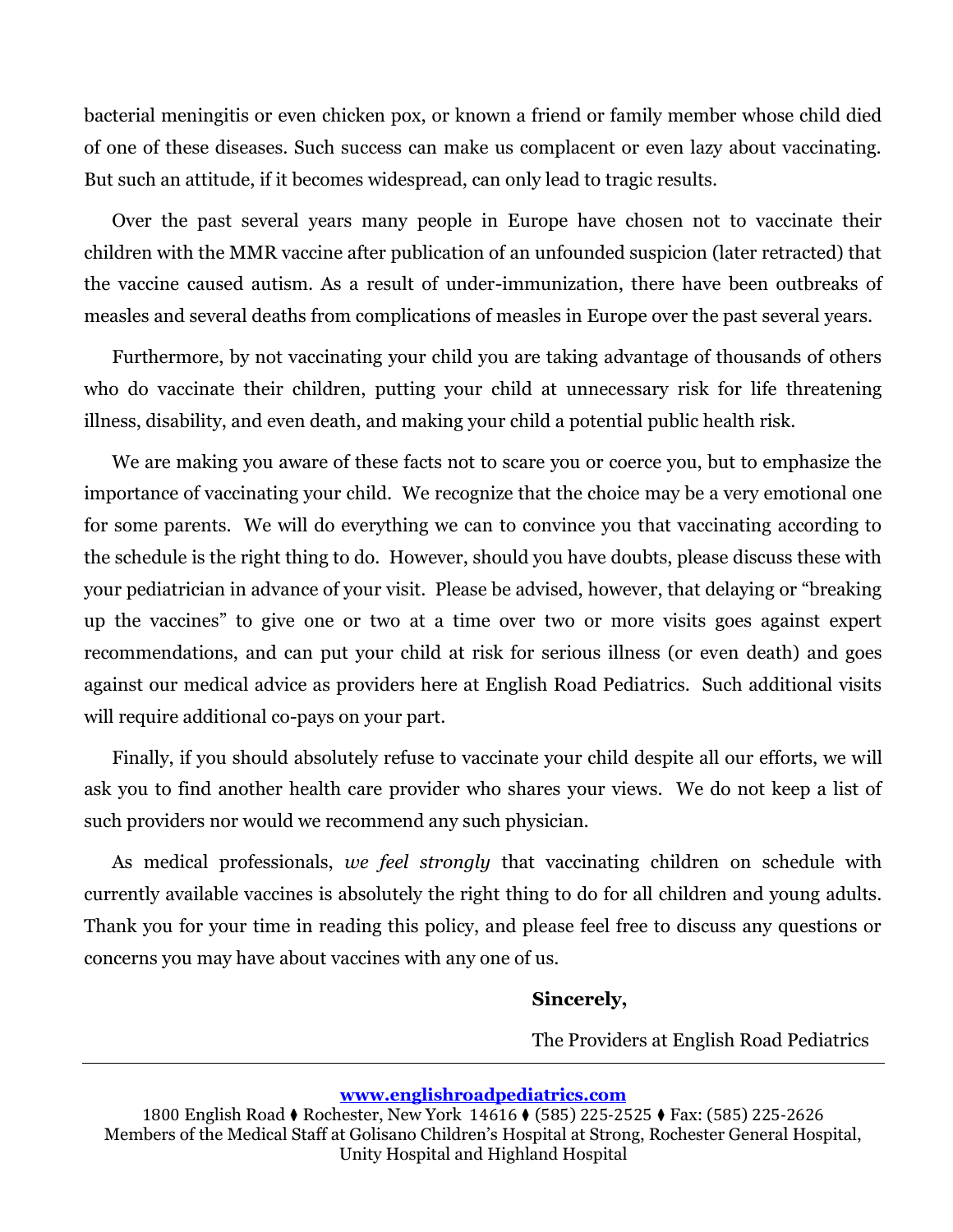bacterial meningitis or even chicken pox, or known a friend or family member whose child died of one of these diseases. Such success can make us complacent or even lazy about vaccinating. But such an attitude, if it becomes widespread, can only lead to tragic results.

Over the past several years many people in Europe have chosen not to vaccinate their children with the MMR vaccine after publication of an unfounded suspicion (later retracted) that the vaccine caused autism. As a result of under-immunization, there have been outbreaks of measles and several deaths from complications of measles in Europe over the past several years.

Furthermore, by not vaccinating your child you are taking advantage of thousands of others who do vaccinate their children, putting your child at unnecessary risk for life threatening illness, disability, and even death, and making your child a potential public health risk.

We are making you aware of these facts not to scare you or coerce you, but to emphasize the importance of vaccinating your child. We recognize that the choice may be a very emotional one for some parents. We will do everything we can to convince you that vaccinating according to the schedule is the right thing to do. However, should you have doubts, please discuss these with your pediatrician in advance of your visit. Please be advised, however, that delaying or "breaking up the vaccines" to give one or two at a time over two or more visits goes against expert recommendations, and can put your child at risk for serious illness (or even death) and goes against our medical advice as providers here at English Road Pediatrics. Such additional visits will require additional co-pays on your part.

Finally, if you should absolutely refuse to vaccinate your child despite all our efforts, we will ask you to find another health care provider who shares your views. We do not keep a list of such providers nor would we recommend any such physician.

As medical professionals, *we feel strongly* that vaccinating children on schedule with currently available vaccines is absolutely the right thing to do for all children and young adults. Thank you for your time in reading this policy, and please feel free to discuss any questions or concerns you may have about vaccines with any one of us.

**Sincerely,**

The Providers at English Road Pediatrics

---

**www.englishroadpediatrics.com**

1800 English Road ⧫ Rochester, New York 14616 ⧫ (585) 225-2525 ⧫ Fax: (585) 225-2626
Members of the Medical Staff at Golisano Children's Hospital at Strong, Rochester General Hospital, Unity Hospital and Highland Hospital